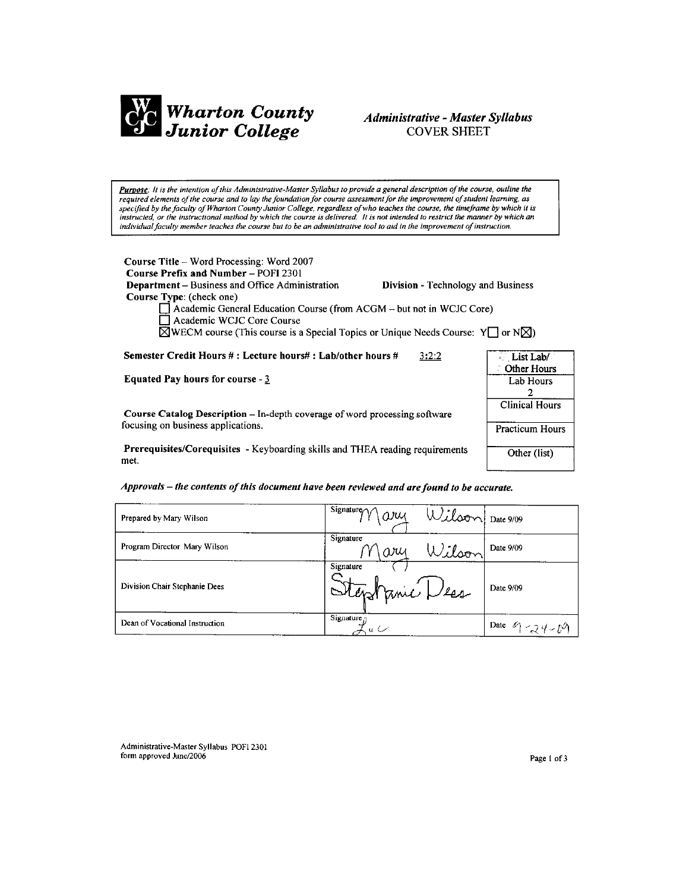# Wharton County Junior College

## *Administrative - Master Syllabus*
COVER SHEET

***Purpose**: It is the intention of this Administrative-Master Syllabus to provide a general description of the course, outline the required elements of the course and to lay the foundation for course assessment for the improvement of student learning, as specified by the faculty of Wharton County Junior College, regardless of who teaches the course, the timeframe by which it is instructed, or the instructional method by which the course is delivered. It is not intended to restrict the manner by which an individual faculty member teaches the course but to be an administrative tool to aid in the improvement of instruction.*

**Course Title** – Word Processing: Word 2007
**Course Prefix and Number** – POFI 2301
**Department** – Business and Office Administration **Division** - Technology and Business
**Course Type**: (check one)

- ☐ Academic General Education Course (from ACGM – but not in WCJC Core)
- ☐ Academic WCJC Core Course
- ☒ WECM course (This course is a Special Topics or Unique Needs Course: Y☐ or N☒)

**Semester Credit Hours # : Lecture hours# : Lab/other hours #** 3:2:2

**Equated Pay hours for course** - 3

**Course Catalog Description** – In-depth coverage of word processing software focusing on business applications.

**Prerequisites/Corequisites** - Keyboarding skills and THEA reading requirements met.

| List Lab/ Other Hours |
|---|
| Lab Hours 2 |
| Clinical Hours |
| Practicum Hours |
| Other (list) |

***Approvals – the contents of this document have been reviewed and are found to be accurate.***

| | | |
|---|---|---|
| Prepared by Mary Wilson | Signature Mary Wilson | Date 9/09 |
| Program Director Mary Wilson | Signature Mary Wilson | Date 9/09 |
| Division Chair Stephanie Dees | Signature Stephanie Dees | Date 9/09 |
| Dean of Vocational Instruction | Signature Luc | Date 9-24-09 |

Administrative-Master Syllabus POFI 2301
form approved June/2006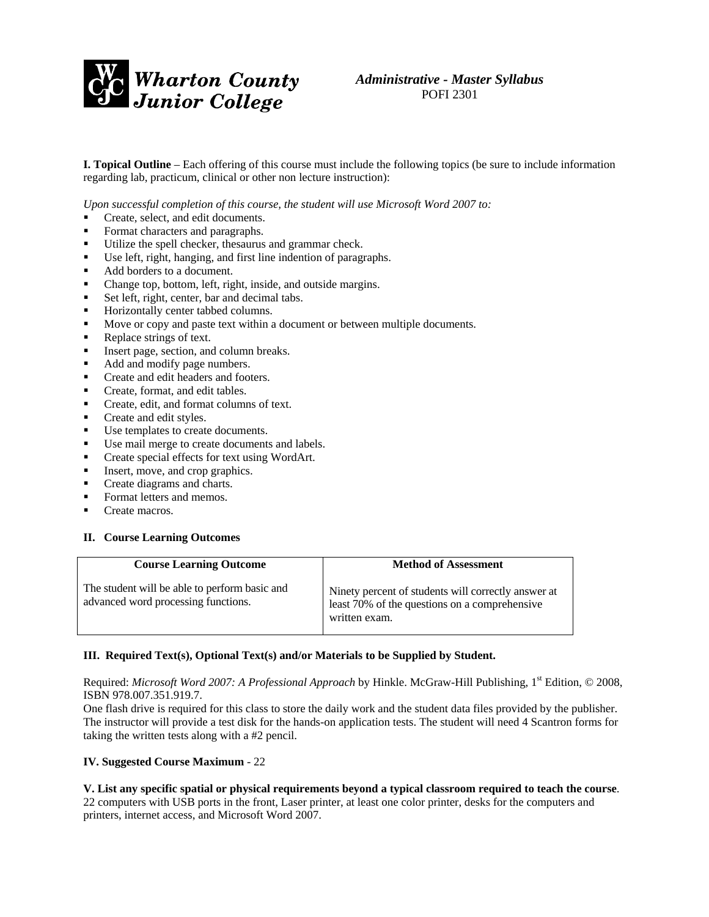Wharton County Junior College

*Administrative - Master Syllabus*
POFI 2301

**I. Topical Outline** – Each offering of this course must include the following topics (be sure to include information regarding lab, practicum, clinical or other non lecture instruction):

*Upon successful completion of this course, the student will use Microsoft Word 2007 to:*

- Create, select, and edit documents.
- Format characters and paragraphs.
- Utilize the spell checker, thesaurus and grammar check.
- Use left, right, hanging, and first line indention of paragraphs.
- Add borders to a document.
- Change top, bottom, left, right, inside, and outside margins.
- Set left, right, center, bar and decimal tabs.
- Horizontally center tabbed columns.
- Move or copy and paste text within a document or between multiple documents.
- Replace strings of text.
- Insert page, section, and column breaks.
- Add and modify page numbers.
- Create and edit headers and footers.
- Create, format, and edit tables.
- Create, edit, and format columns of text.
- Create and edit styles.
- Use templates to create documents.
- Use mail merge to create documents and labels.
- Create special effects for text using WordArt.
- Insert, move, and crop graphics.
- Create diagrams and charts.
- Format letters and memos.
- Create macros.

**II. Course Learning Outcomes**

| Course Learning Outcome | Method of Assessment |
|---|---|
| The student will be able to perform basic and advanced word processing functions. | Ninety percent of students will correctly answer at least 70% of the questions on a comprehensive written exam. |

**III. Required Text(s), Optional Text(s) and/or Materials to be Supplied by Student.**

Required: *Microsoft Word 2007: A Professional Approach* by Hinkle. McGraw-Hill Publishing, 1st Edition, © 2008, ISBN 978.007.351.919.7.
One flash drive is required for this class to store the daily work and the student data files provided by the publisher. The instructor will provide a test disk for the hands-on application tests. The student will need 4 Scantron forms for taking the written tests along with a #2 pencil.

**IV. Suggested Course Maximum** - 22

**V. List any specific spatial or physical requirements beyond a typical classroom required to teach the course**.
22 computers with USB ports in the front, Laser printer, at least one color printer, desks for the computers and printers, internet access, and Microsoft Word 2007.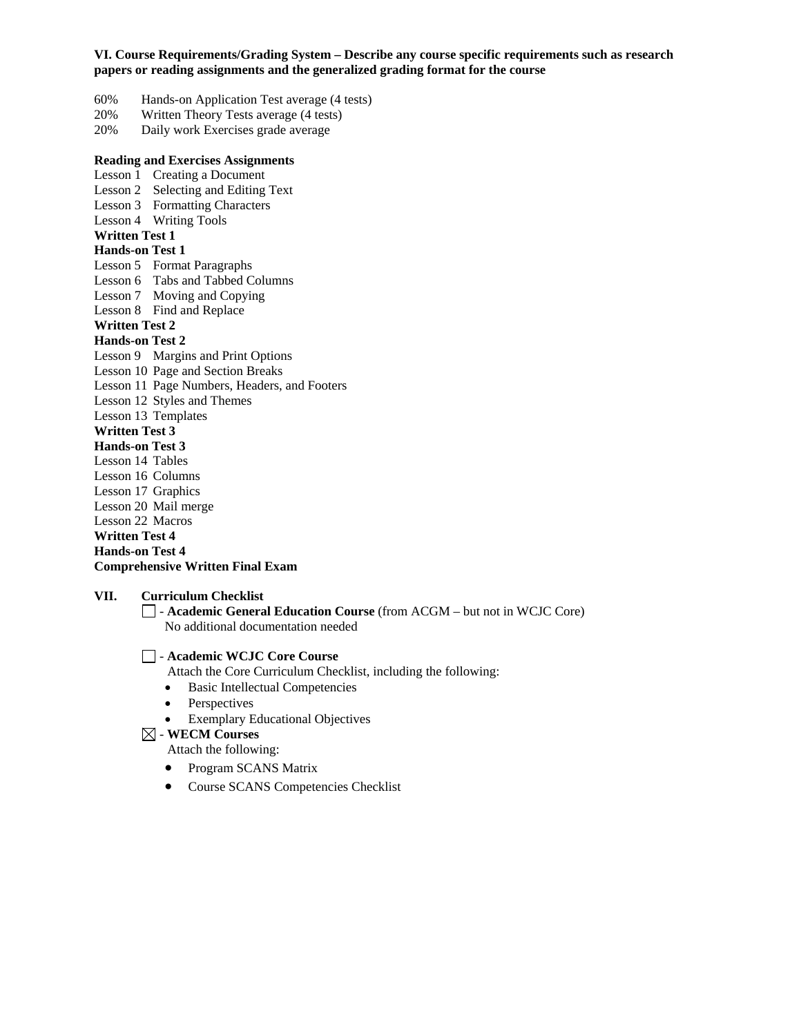**VI. Course Requirements/Grading System – Describe any course specific requirements such as research papers or reading assignments and the generalized grading format for the course**

60% Hands-on Application Test average (4 tests)
20% Written Theory Tests average (4 tests)
20% Daily work Exercises grade average

**Reading and Exercises Assignments**

Lesson 1 Creating a Document
Lesson 2 Selecting and Editing Text
Lesson 3 Formatting Characters
Lesson 4 Writing Tools
**Written Test 1**
**Hands-on Test 1**
Lesson 5 Format Paragraphs
Lesson 6 Tabs and Tabbed Columns
Lesson 7 Moving and Copying
Lesson 8 Find and Replace
**Written Test 2**
**Hands-on Test 2**
Lesson 9 Margins and Print Options
Lesson 10 Page and Section Breaks
Lesson 11 Page Numbers, Headers, and Footers
Lesson 12 Styles and Themes
Lesson 13 Templates
**Written Test 3**
**Hands-on Test 3**
Lesson 14 Tables
Lesson 16 Columns
Lesson 17 Graphics
Lesson 20 Mail merge
Lesson 22 Macros
**Written Test 4**
**Hands-on Test 4**
**Comprehensive Written Final Exam**

**VII. Curriculum Checklist**

☐ - **Academic General Education Course** (from ACGM – but not in WCJC Core)
No additional documentation needed

☐ - **Academic WCJC Core Course**
Attach the Core Curriculum Checklist, including the following:

- Basic Intellectual Competencies
- Perspectives
- Exemplary Educational Objectives

☒ - **WECM Courses**
Attach the following:

- Program SCANS Matrix
- Course SCANS Competencies Checklist